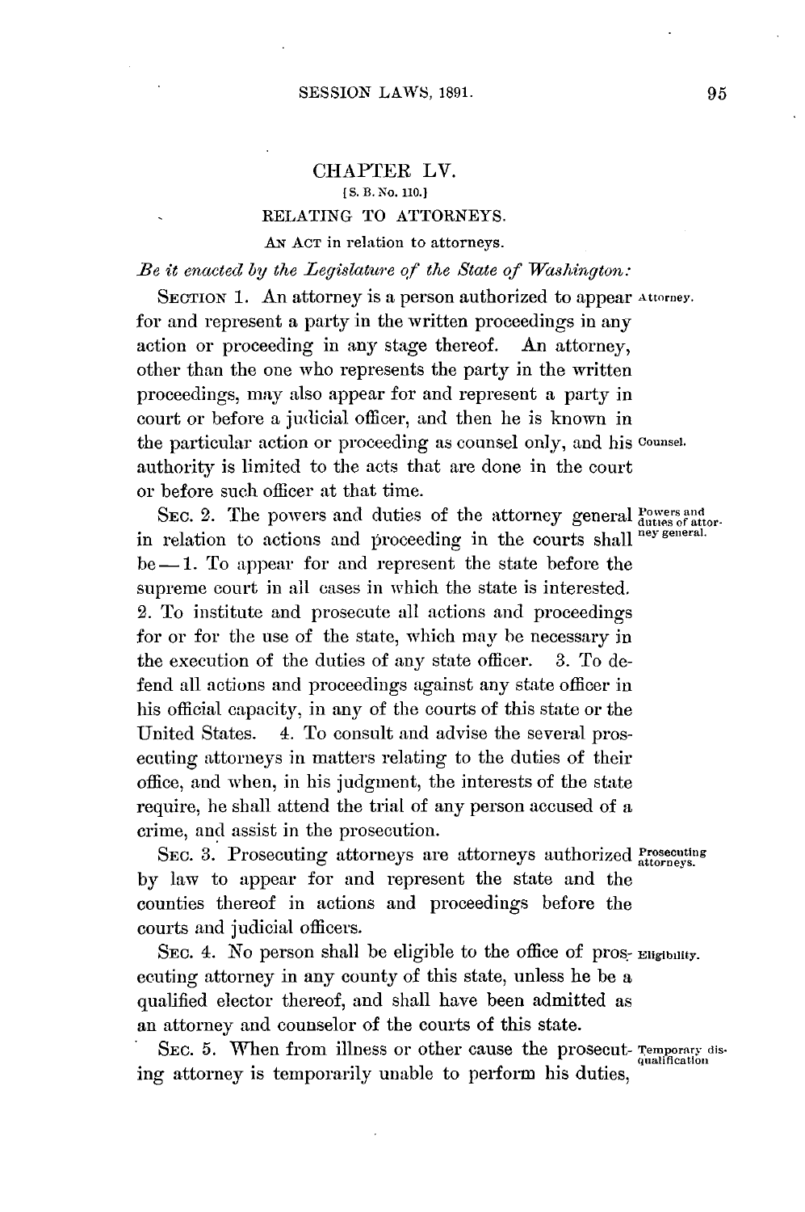# CHAPTER LV.

[S. B. No. 110.]

## RELATING TO ATTORNEYS.

AN ACT in relation to attorneys.

*Be it enacted by the Legislature of the State of Washington:*

SECTION 1. An attorney is a person authorized to appear for and represent a party in the written proceedings in any action or proceeding in any stage thereof. An attorney, other than the one who represents the party in the written proceedings, may also appear for and represent a party in court or before a judicial officer, and then he is known in the particular action or proceeding as counsel only, and his authority is limited to the acts that are done in the court or before such officer at that time.

Attorney.

Counsel.

SEC. 2. The powers and duties of the attorney general in relation to actions and proceeding in the courts shall be—1. To appear for and represent the state before the supreme court in all cases in which the state is interested. 2. To institute and prosecute all actions and proceedings for or for the use of the state, which may be necessary in the execution of the duties of any state officer. 3. To defend all actions and proceedings against any state officer in his official capacity, in any of the courts of this state or the United States. 4. To consult and advise the several prosecuting attorneys in matters relating to the duties of their office, and when, in his judgment, the interests of the state require, he shall attend the trial of any person accused of a crime, and assist in the prosecution.

Powers and duties of attorney general.

SEC. 3. Prosecuting attorneys are attorneys authorized by law to appear for and represent the state and the counties thereof in actions and proceedings before the courts and judicial officers.

Prosecuting attorneys.

SEC. 4. No person shall be eligible to the office of prosecuting attorney in any county of this state, unless he be a qualified elector thereof, and shall have been admitted as an attorney and counselor of the courts of this state.

Eligibility.

SEC. 5. When from illness or other cause the prosecuting attorney is temporarily unable to perform his duties,

Temporary disqualification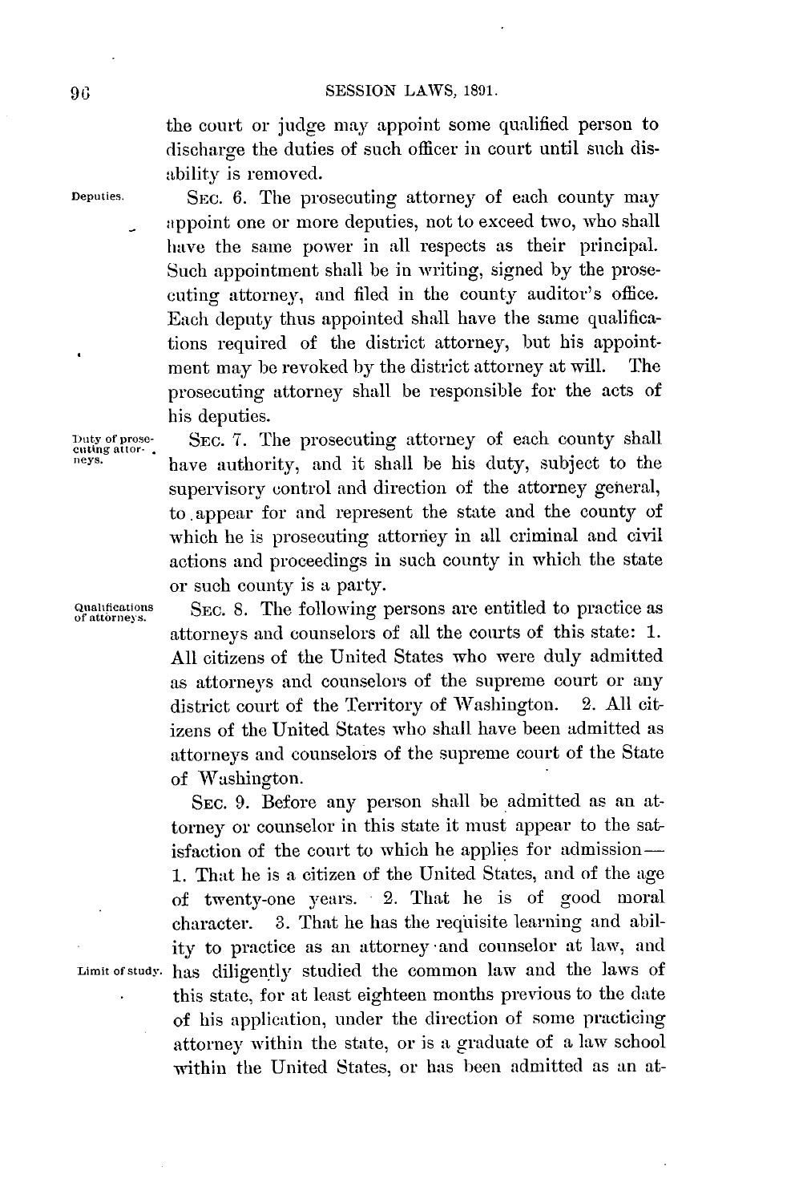the court or judge may appoint some qualified person to discharge the duties of such officer in court until such disability is removed.

Deputies.

SEC. 6. The prosecuting attorney of each county may appoint one or more deputies, not to exceed two, who shall have the same power in all respects as their principal. Such appointment shall be in writing, signed by the prosecuting attorney, and filed in the county auditor's office. Each deputy thus appointed shall have the same qualifications required of the district attorney, but his appointment may be revoked by the district attorney at will. The prosecuting attorney shall be responsible for the acts of his deputies.

Duty of prosecuting attorneys.

SEC. 7. The prosecuting attorney of each county shall have authority, and it shall be his duty, subject to the supervisory control and direction of the attorney general, to appear for and represent the state and the county of which he is prosecuting attorney in all criminal and civil actions and proceedings in such county in which the state or such county is a party.

Qualifications of attorneys.

SEC. 8. The following persons are entitled to practice as attorneys and counselors of all the courts of this state: 1. All citizens of the United States who were duly admitted as attorneys and counselors of the supreme court or any district court of the Territory of Washington. 2. All citizens of the United States who shall have been admitted as attorneys and counselors of the supreme court of the State of Washington.

SEC. 9. Before any person shall be admitted as an attorney or counselor in this state it must appear to the satisfaction of the court to which he applies for admission— 1. That he is a citizen of the United States, and of the age of twenty-one years. 2. That he is of good moral character. 3. That he has the requisite learning and ability to practice as an attorney and counselor at law, and has diligently studied the common law and the laws of this state, for at least eighteen months previous to the date of his application, under the direction of some practicing attorney within the state, or is a graduate of a law school within the United States, or has been admitted as an at-

Limit of study.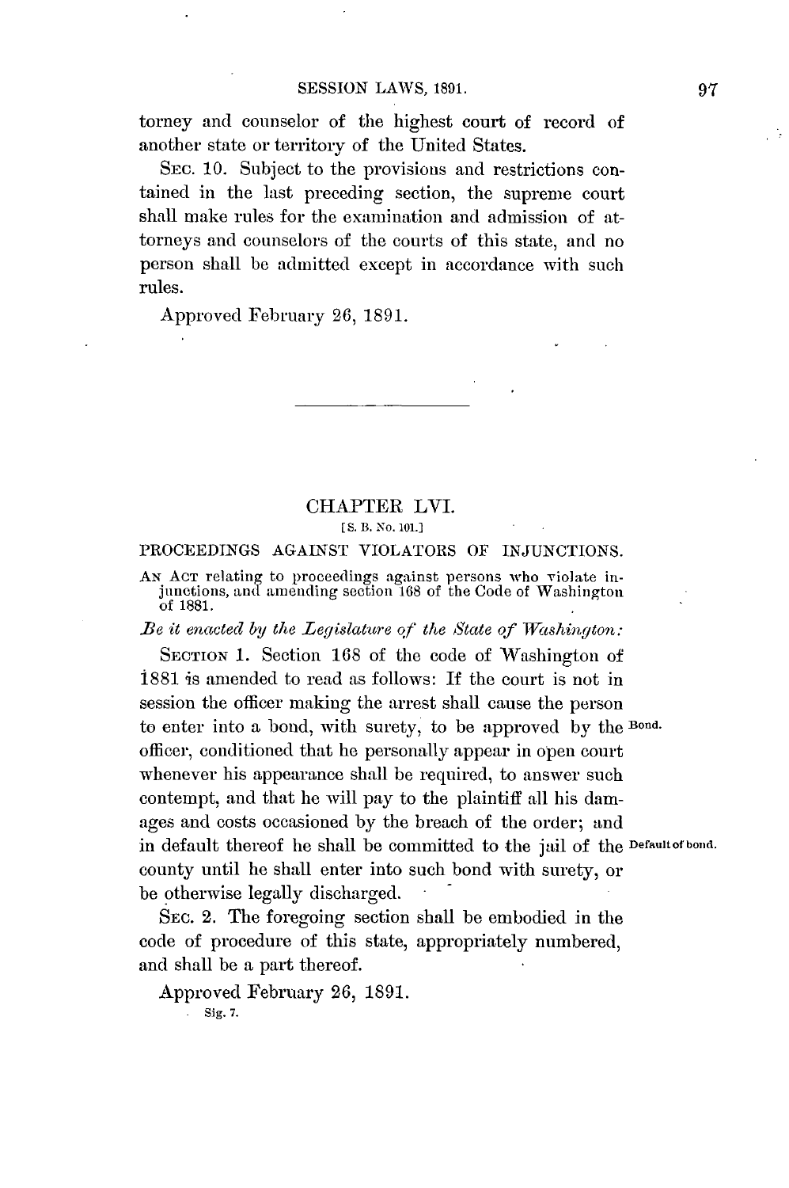torney and counselor of the highest court of record of another state or territory of the United States.

SEC. 10. Subject to the provisions and restrictions contained in the last preceding section, the supreme court shall make rules for the examination and admission of attorneys and counselors of the courts of this state, and no person shall be admitted except in accordance with such rules.

Approved February 26, 1891.

---

## CHAPTER LVI.

[S. B. No. 101.]

### PROCEEDINGS AGAINST VIOLATORS OF INJUNCTIONS.

AN ACT relating to proceedings against persons who violate injunctions, and amending section 168 of the Code of Washington of 1881.

*Be it enacted by the Legislature of the State of Washington:*

SECTION 1. Section 168 of the code of Washington of 1881 is amended to read as follows: If the court is not in session the officer making the arrest shall cause the person to enter into a bond, with surety, to be approved by the officer, conditioned that he personally appear in open court whenever his appearance shall be required, to answer such contempt, and that he will pay to the plaintiff all his damages and costs occasioned by the breach of the order; and in default thereof he shall be committed to the jail of the county until he shall enter into such bond with surety, or be otherwise legally discharged.

Bond.

Default of bond.

SEC. 2. The foregoing section shall be embodied in the code of procedure of this state, appropriately numbered, and shall be a part thereof.

Approved February 26, 1891.